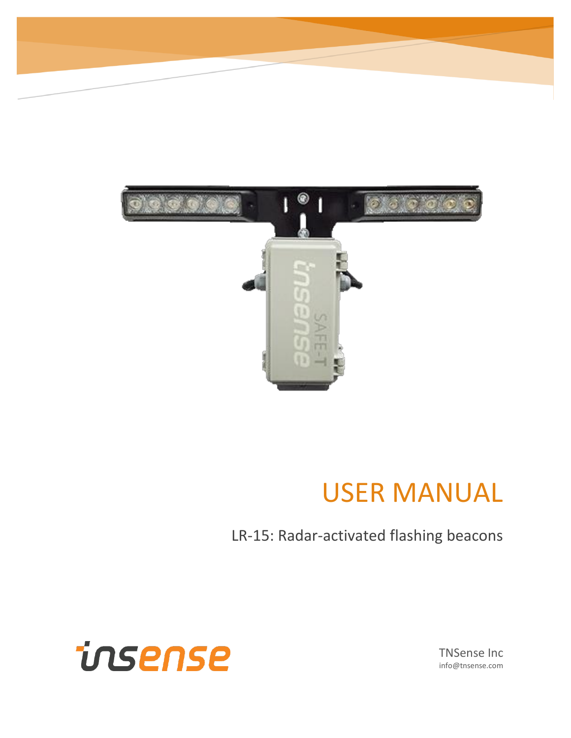# USER MANUAL

LR-15: Radar-activated flashing beacons

tnsense

TNSense Inc
info@tnsense.com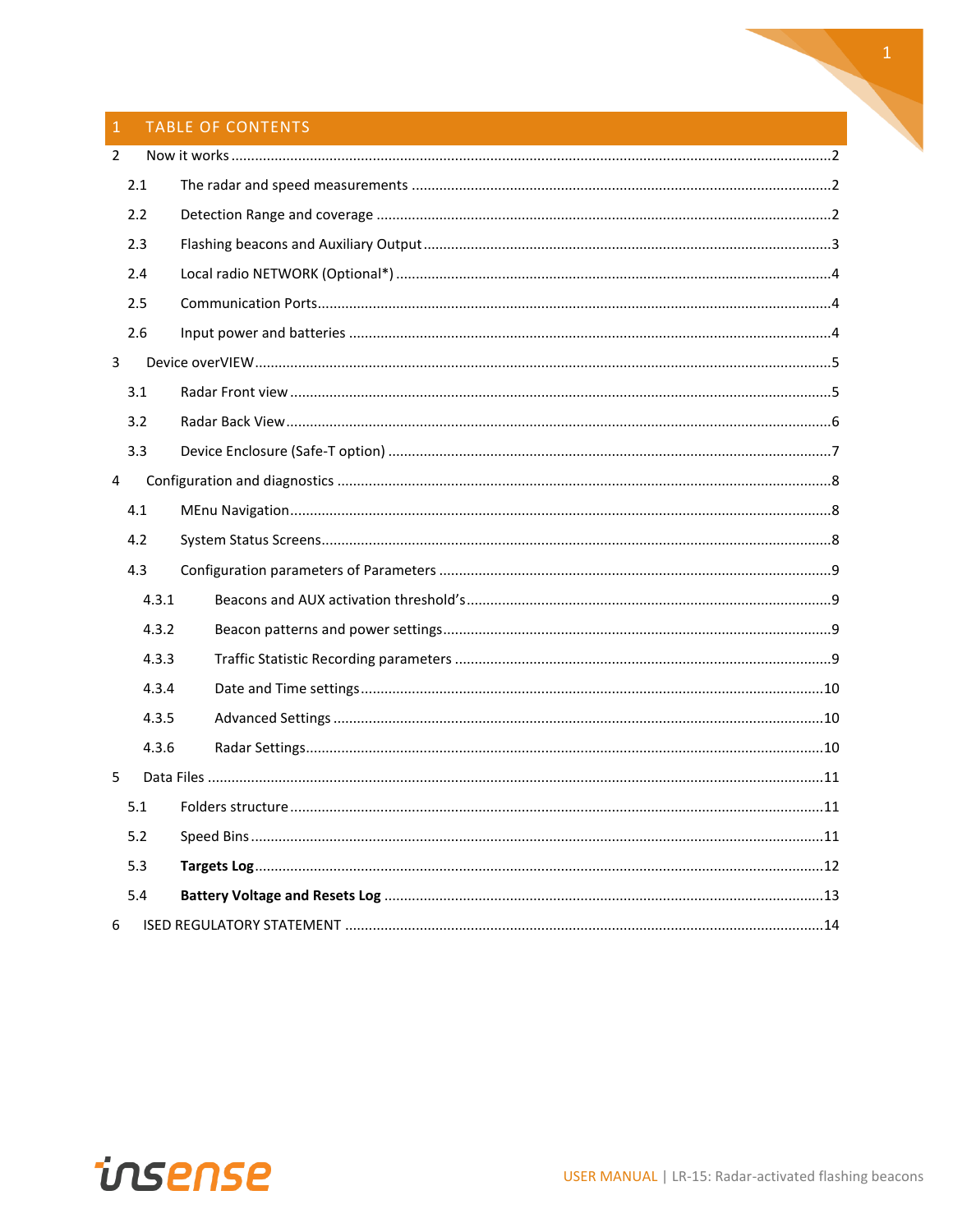# 1 TABLE OF CONTENTS

2 Now it works ....................................................................................................................................2

2.1 The radar and speed measurements ..........................................................................................2

2.2 Detection Range and coverage ....................................................................................................2

2.3 Flashing beacons and Auxiliary Output .......................................................................................3

2.4 Local radio NETWORK (Optional*) ..............................................................................................4

2.5 Communication Ports...................................................................................................................4

2.6 Input power and batteries ..........................................................................................................4

3 Device overVIEW .................................................................................................................................5

3.1 Radar Front view ..........................................................................................................................5

3.2 Radar Back View...........................................................................................................................6

3.3 Device Enclosure (Safe-T option) .................................................................................................7

4 Configuration and diagnostics .............................................................................................................8

4.1 MEnu Navigation..........................................................................................................................8

4.2 System Status Screens..................................................................................................................8

4.3 Configuration parameters of Parameters ....................................................................................9

4.3.1 Beacons and AUX activation threshold's .............................................................................9

4.3.2 Beacon patterns and power settings...................................................................................9

4.3.3 Traffic Statistic Recording parameters ................................................................................9

4.3.4 Date and Time settings.......................................................................................................10

4.3.5 Advanced Settings .............................................................................................................10

4.3.6 Radar Settings....................................................................................................................10

5 Data Files ...........................................................................................................................................11

5.1 Folders structure........................................................................................................................11

5.2 Speed Bins..................................................................................................................................11

5.3 **Targets Log**................................................................................................................................12

5.4 **Battery Voltage and Resets Log** ...............................................................................................13

6 ISED REGULATORY STATEMENT .........................................................................................................14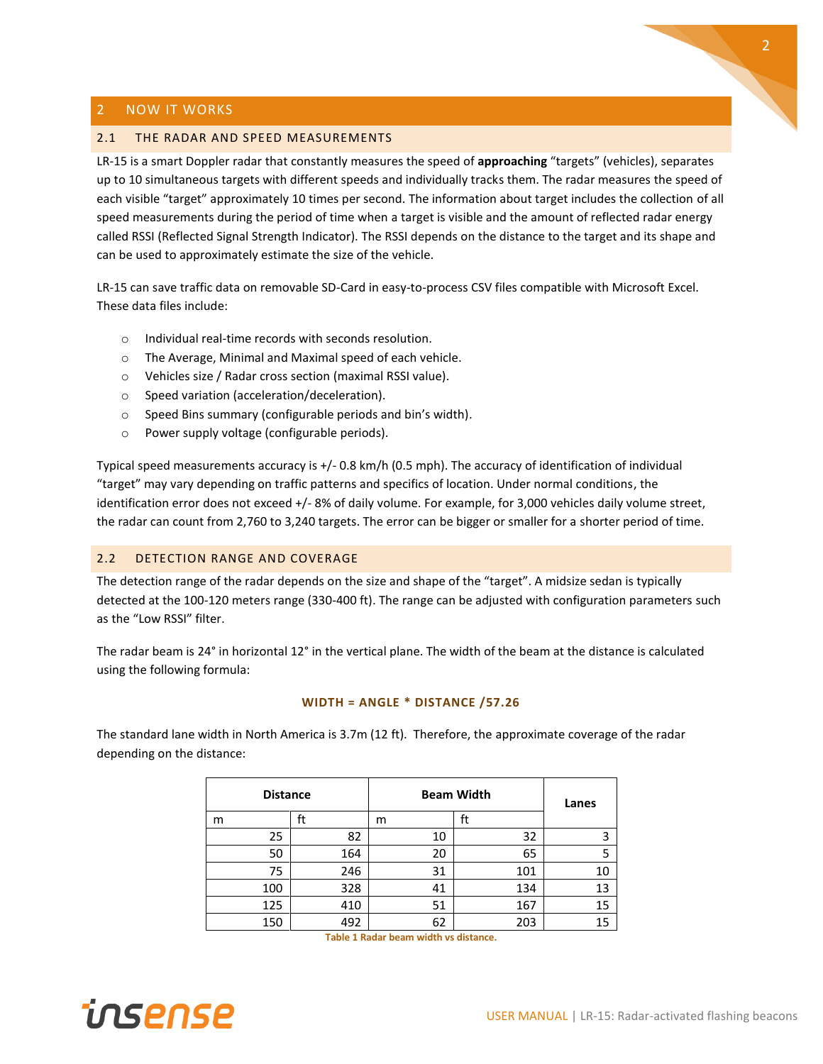## 2 NOW IT WORKS

### 2.1 THE RADAR AND SPEED MEASUREMENTS

LR-15 is a smart Doppler radar that constantly measures the speed of **approaching** "targets" (vehicles), separates up to 10 simultaneous targets with different speeds and individually tracks them. The radar measures the speed of each visible "target" approximately 10 times per second. The information about target includes the collection of all speed measurements during the period of time when a target is visible and the amount of reflected radar energy called RSSI (Reflected Signal Strength Indicator). The RSSI depends on the distance to the target and its shape and can be used to approximately estimate the size of the vehicle.

LR-15 can save traffic data on removable SD-Card in easy-to-process CSV files compatible with Microsoft Excel. These data files include:

- Individual real-time records with seconds resolution.
- The Average, Minimal and Maximal speed of each vehicle.
- Vehicles size / Radar cross section (maximal RSSI value).
- Speed variation (acceleration/deceleration).
- Speed Bins summary (configurable periods and bin's width).
- Power supply voltage (configurable periods).

Typical speed measurements accuracy is +/- 0.8 km/h (0.5 mph). The accuracy of identification of individual "target" may vary depending on traffic patterns and specifics of location. Under normal conditions, the identification error does not exceed +/- 8% of daily volume. For example, for 3,000 vehicles daily volume street, the radar can count from 2,760 to 3,240 targets. The error can be bigger or smaller for a shorter period of time.

### 2.2 DETECTION RANGE AND COVERAGE

The detection range of the radar depends on the size and shape of the "target". A midsize sedan is typically detected at the 100-120 meters range (330-400 ft). The range can be adjusted with configuration parameters such as the "Low RSSI" filter.

The radar beam is 24° in horizontal 12° in the vertical plane. The width of the beam at the distance is calculated using the following formula:

**WIDTH = ANGLE * DISTANCE /57.26**

The standard lane width in North America is 3.7m (12 ft). Therefore, the approximate coverage of the radar depending on the distance:

| Distance | | Beam Width | | Lanes |
|---|---|---|---|---|
| m | ft | m | ft | |
| 25 | 82 | 10 | 32 | 3 |
| 50 | 164 | 20 | 65 | 5 |
| 75 | 246 | 31 | 101 | 10 |
| 100 | 328 | 41 | 134 | 13 |
| 125 | 410 | 51 | 167 | 15 |
| 150 | 492 | 62 | 203 | 15 |

Table 1 Radar beam width vs distance.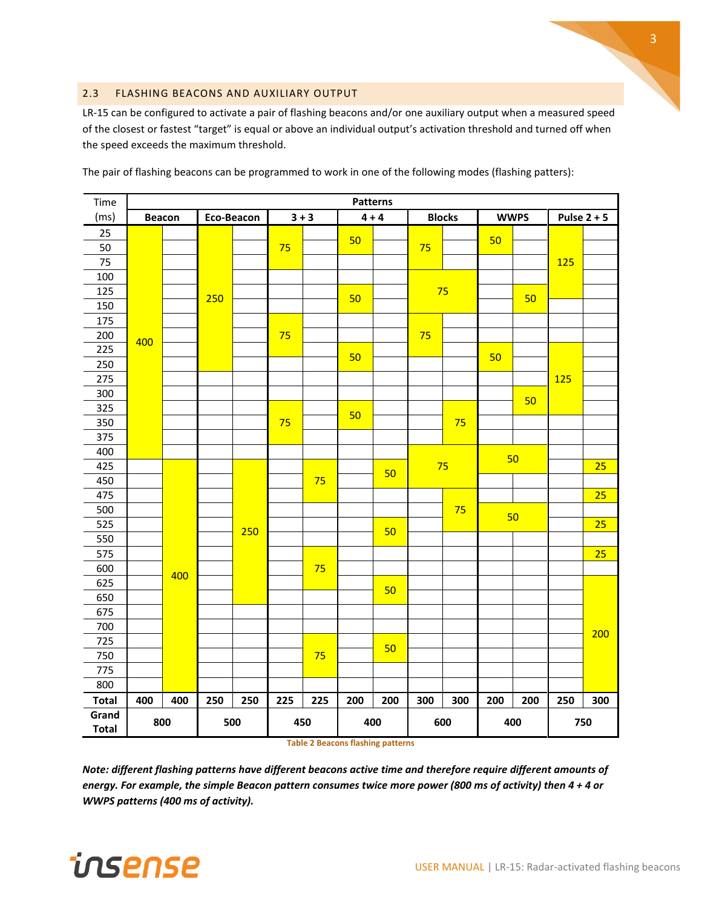## 2.3 FLASHING BEACONS AND AUXILIARY OUTPUT

LR-15 can be configured to activate a pair of flashing beacons and/or one auxiliary output when a measured speed of the closest or fastest "target" is equal or above an individual output's activation threshold and turned off when the speed exceeds the maximum threshold.

The pair of flashing beacons can be programmed to work in one of the following modes (flashing patters):

| Time (ms) | Patterns | | | | | | | | | | | | | |
|---|---|---|---|---|---|---|---|---|---|---|---|---|---|---|
| | Beacon | | Eco-Beacon | | 3 + 3 | | 4 + 4 | | Blocks | | WWPS | | Pulse 2 + 5 | |
| 25 | | | | | | | 50 | | | | 50 | | | |
| 50 | | | | | 75 | | | | 75 | | | | | |
| 75 | | | | | | | | | | | | | 125 | |
| 100 | | | | | | | | | | | | | | |
| 125 | | | 250 | | | | 50 | | 75 | | | 50 | | |
| 150 | | | | | | | | | | | | | | |
| 175 | | | | | | | | | | | | | | |
| 200 | | | | | 75 | | | | 75 | | | | | |
| 225 | 400 | | | | | | 50 | | | | 50 | | | |
| 250 | | | | | | | | | | | | | | |
| 275 | | | | | | | | | | | | | 125 | |
| 300 | | | | | | | | | | | | 50 | | |
| 325 | | | | | | | 50 | | | | | | | |
| 350 | | | | | 75 | | | | | 75 | | | | |
| 375 | | | | | | | | | | | | | | |
| 400 | | | | | | | | | | | 50 | | | |
| 425 | | | | | | | | 50 | 75 | | | | | 25 |
| 450 | | | | | | 75 | | | | | | | | |
| 475 | | | | | | | | | | | | | | 25 |
| 500 | | | | | | | | | | 75 | 50 | | | |
| 525 | | | | 250 | | | | 50 | | | | | | 25 |
| 550 | | | | | | | | | | | | | | |
| 575 | | | | | | | | | | | | | | 25 |
| 600 | | 400 | | | | 75 | | | | | | | | |
| 625 | | | | | | | | 50 | | | | | | |
| 650 | | | | | | | | | | | | | | |
| 675 | | | | | | | | | | | | | | |
| 700 | | | | | | | | | | | | | | |
| 725 | | | | | | | | 50 | | | | | | 200 |
| 750 | | | | | | 75 | | | | | | | | |
| 775 | | | | | | | | | | | | | | |
| 800 | | | | | | | | | | | | | | |
| **Total** | 400 | 400 | 250 | 250 | 225 | 225 | 200 | 200 | 300 | 300 | 200 | 200 | 250 | 300 |
| **Grand Total** | 800 | | 500 | | 450 | | 400 | | 600 | | 400 | | 750 | |

Table 2 Beacons flashing patterns

***Note: different flashing patterns have different beacons active time and therefore require different amounts of energy. For example, the simple Beacon pattern consumes twice more power (800 ms of activity) then 4 + 4 or WWPS patterns (400 ms of activity).***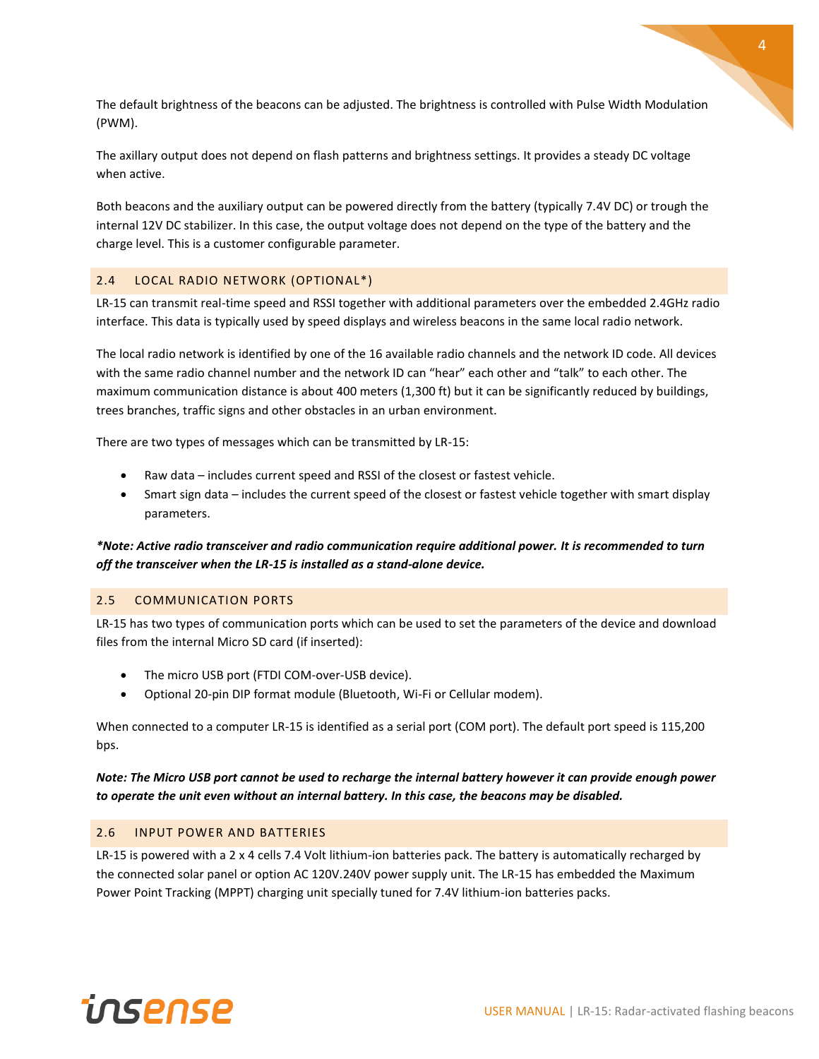The default brightness of the beacons can be adjusted. The brightness is controlled with Pulse Width Modulation (PWM).

The axillary output does not depend on flash patterns and brightness settings. It provides a steady DC voltage when active.

Both beacons and the auxiliary output can be powered directly from the battery (typically 7.4V DC) or trough the internal 12V DC stabilizer. In this case, the output voltage does not depend on the type of the battery and the charge level. This is a customer configurable parameter.

## 2.4 LOCAL RADIO NETWORK (OPTIONAL*)

LR-15 can transmit real-time speed and RSSI together with additional parameters over the embedded 2.4GHz radio interface. This data is typically used by speed displays and wireless beacons in the same local radio network.

The local radio network is identified by one of the 16 available radio channels and the network ID code. All devices with the same radio channel number and the network ID can "hear" each other and "talk" to each other. The maximum communication distance is about 400 meters (1,300 ft) but it can be significantly reduced by buildings, trees branches, traffic signs and other obstacles in an urban environment.

There are two types of messages which can be transmitted by LR-15:

- Raw data – includes current speed and RSSI of the closest or fastest vehicle.
- Smart sign data – includes the current speed of the closest or fastest vehicle together with smart display parameters.

***Note: Active radio transceiver and radio communication require additional power. It is recommended to turn off the transceiver when the LR-15 is installed as a stand-alone device.***

## 2.5 COMMUNICATION PORTS

LR-15 has two types of communication ports which can be used to set the parameters of the device and download files from the internal Micro SD card (if inserted):

- The micro USB port (FTDI COM-over-USB device).
- Optional 20-pin DIP format module (Bluetooth, Wi-Fi or Cellular modem).

When connected to a computer LR-15 is identified as a serial port (COM port). The default port speed is 115,200 bps.

***Note: The Micro USB port cannot be used to recharge the internal battery however it can provide enough power to operate the unit even without an internal battery. In this case, the beacons may be disabled.***

## 2.6 INPUT POWER AND BATTERIES

LR-15 is powered with a 2 x 4 cells 7.4 Volt lithium-ion batteries pack. The battery is automatically recharged by the connected solar panel or option AC 120V.240V power supply unit. The LR-15 has embedded the Maximum Power Point Tracking (MPPT) charging unit specially tuned for 7.4V lithium-ion batteries packs.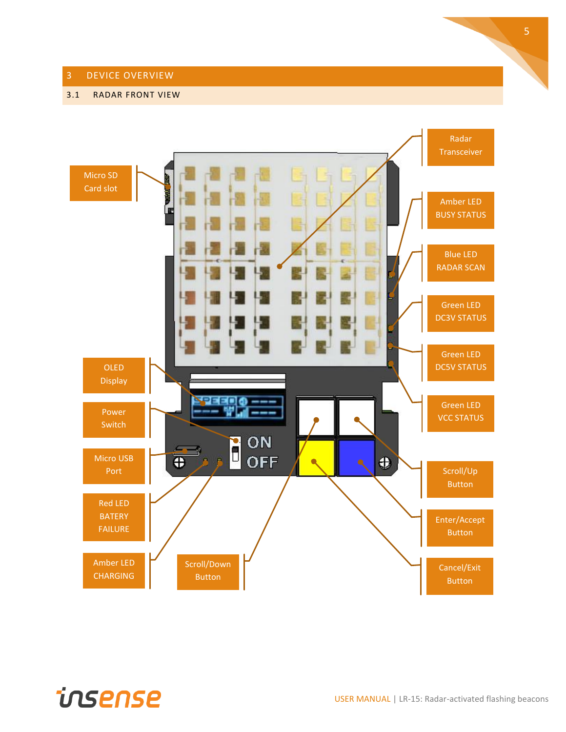# 3 DEVICE OVERVIEW

## 3.1 RADAR FRONT VIEW

Micro SD Card slot

Radar Transceiver

Amber LED BUSY STATUS

Blue LED RADAR SCAN

Green LED DC3V STATUS

Green LED DC5V STATUS

Green LED VCC STATUS

OLED Display

Power Switch

Micro USB Port

Red LED BATERY FAILURE

Amber LED CHARGING

Scroll/Down Button

Scroll/Up Button

Enter/Accept Button

Cancel/Exit Button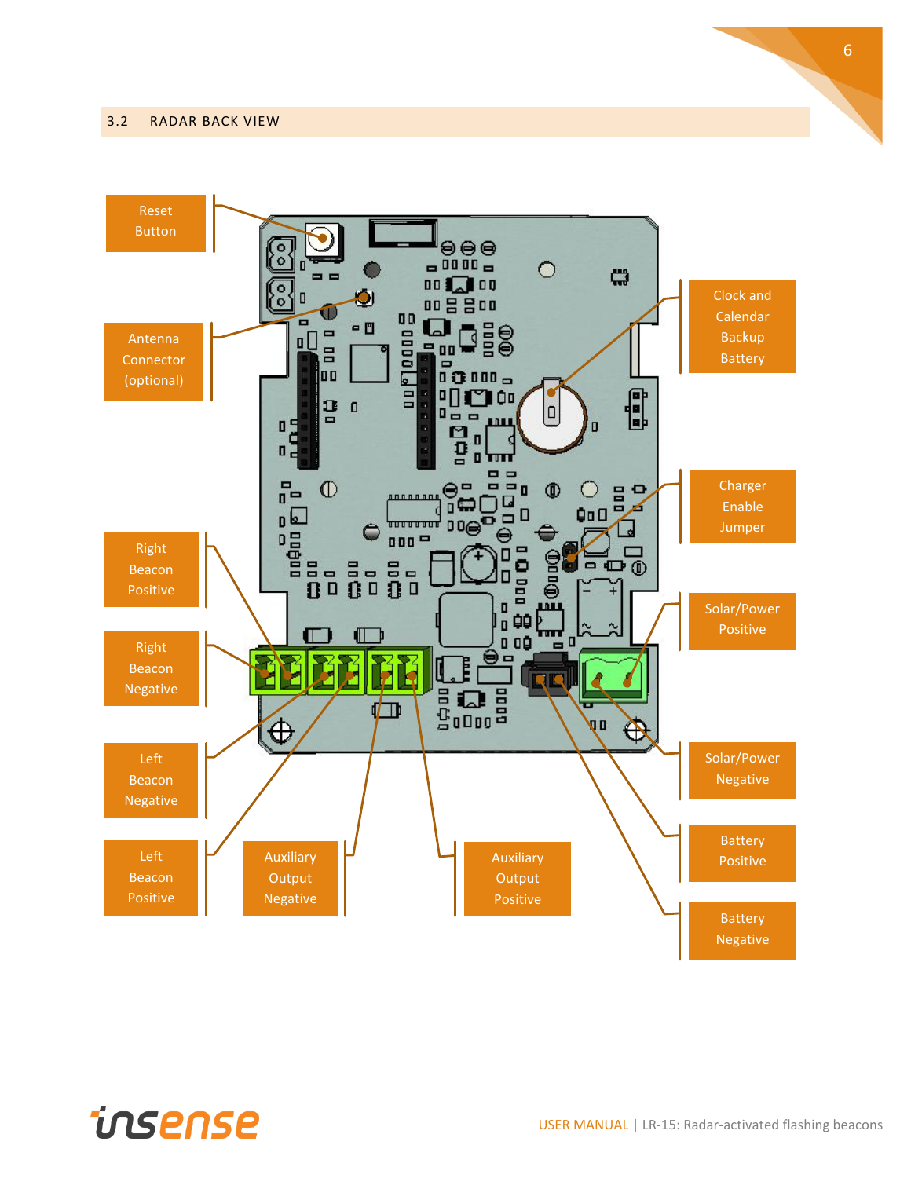## 3.2 RADAR BACK VIEW

Reset Button

Antenna Connector (optional)

Clock and Calendar Backup Battery

Charger Enable Jumper

Right Beacon Positive

Right Beacon Negative

Solar/Power Positive

Left Beacon Negative

Solar/Power Negative

Battery Positive

Left Beacon Positive

Auxiliary Output Negative

Auxiliary Output Positive

Battery Negative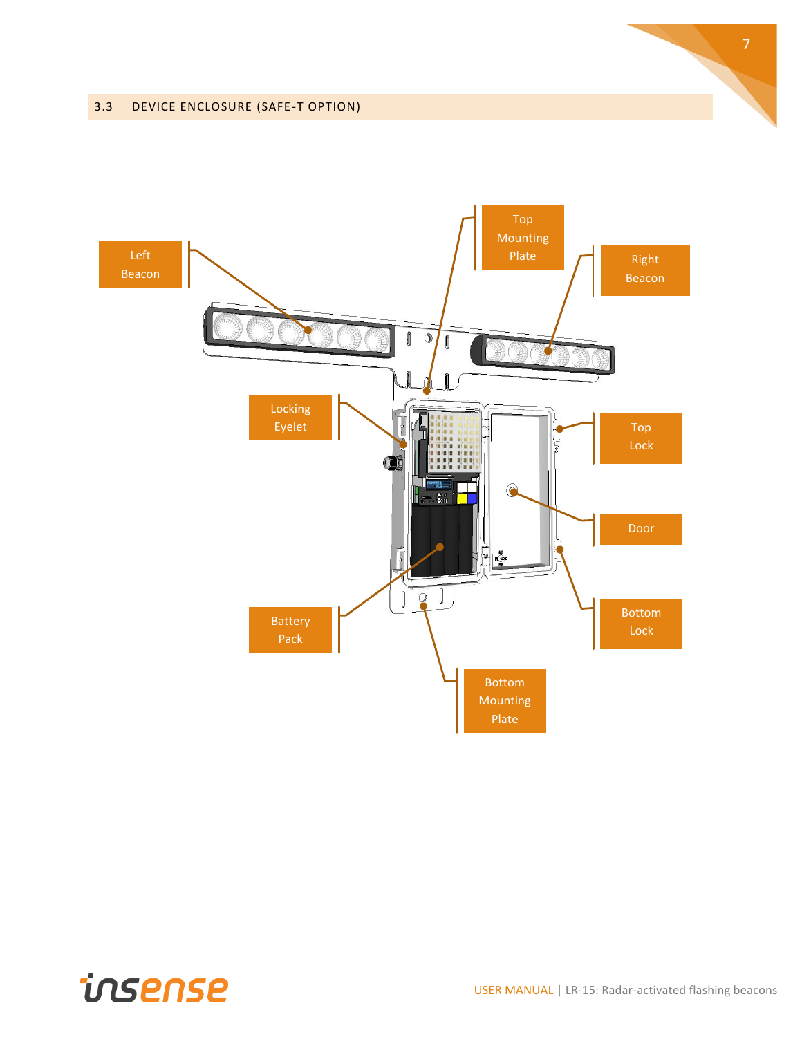## 3.3 DEVICE ENCLOSURE (SAFE-T OPTION)

Left Beacon

Top Mounting Plate

Right Beacon

Locking Eyelet

Top Lock

Door

Battery Pack

Bottom Lock

Bottom Mounting Plate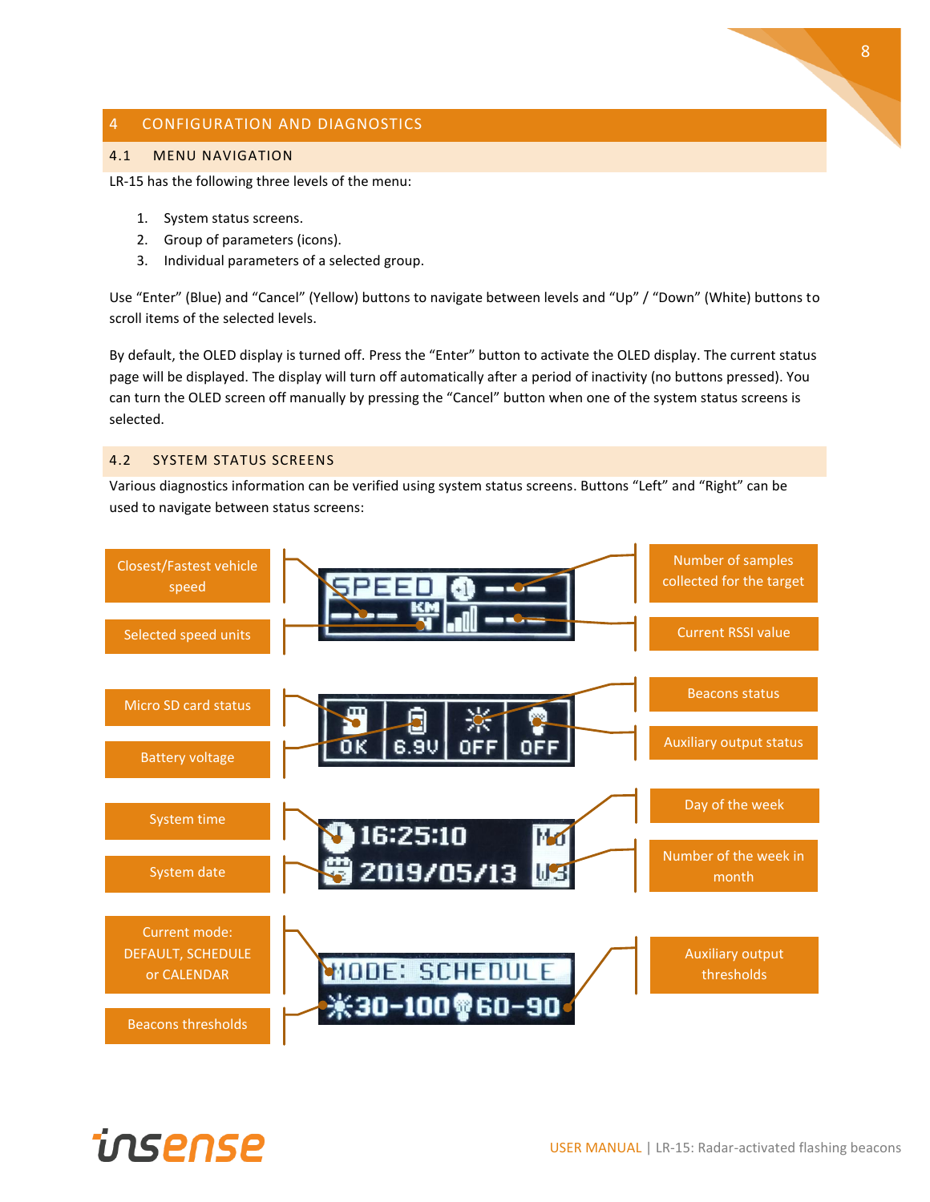# 4 CONFIGURATION AND DIAGNOSTICS

## 4.1 MENU NAVIGATION

LR-15 has the following three levels of the menu:

1. System status screens.
2. Group of parameters (icons).
3. Individual parameters of a selected group.

Use “Enter” (Blue) and “Cancel” (Yellow) buttons to navigate between levels and “Up” / “Down” (White) buttons to scroll items of the selected levels.

By default, the OLED display is turned off. Press the “Enter” button to activate the OLED display. The current status page will be displayed. The display will turn off automatically after a period of inactivity (no buttons pressed). You can turn the OLED screen off manually by pressing the “Cancel” button when one of the system status screens is selected.

## 4.2 SYSTEM STATUS SCREENS

Various diagnostics information can be verified using system status screens. Buttons “Left” and “Right” can be used to navigate between status screens:

Closest/Fastest vehicle speed

Selected speed units

Number of samples collected for the target

Current RSSI value

Micro SD card status

Battery voltage

Beacons status

Auxiliary output status

System time

System date

Day of the week

Number of the week in month

Current mode: DEFAULT, SCHEDULE or CALENDAR

Beacons thresholds

Auxiliary output thresholds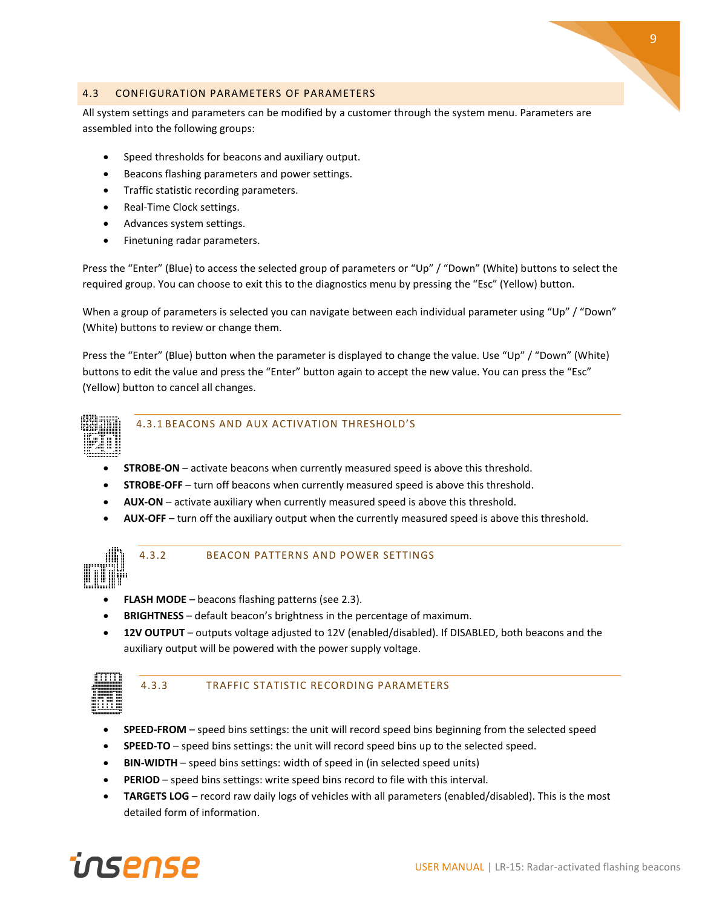## 4.3 CONFIGURATION PARAMETERS OF PARAMETERS

All system settings and parameters can be modified by a customer through the system menu. Parameters are assembled into the following groups:

- Speed thresholds for beacons and auxiliary output.
- Beacons flashing parameters and power settings.
- Traffic statistic recording parameters.
- Real-Time Clock settings.
- Advances system settings.
- Finetuning radar parameters.

Press the “Enter” (Blue) to access the selected group of parameters or “Up” / “Down” (White) buttons to select the required group. You can choose to exit this to the diagnostics menu by pressing the “Esc” (Yellow) button.

When a group of parameters is selected you can navigate between each individual parameter using “Up” / “Down” (White) buttons to review or change them.

Press the “Enter” (Blue) button when the parameter is displayed to change the value. Use “Up” / “Down” (White) buttons to edit the value and press the “Enter” button again to accept the new value. You can press the “Esc” (Yellow) button to cancel all changes.

### 4.3.1 BEACONS AND AUX ACTIVATION THRESHOLD’S

- **STROBE-ON** – activate beacons when currently measured speed is above this threshold.
- **STROBE-OFF** – turn off beacons when currently measured speed is above this threshold.
- **AUX-ON** – activate auxiliary when currently measured speed is above this threshold.
- **AUX-OFF** – turn off the auxiliary output when the currently measured speed is above this threshold.

### 4.3.2 BEACON PATTERNS AND POWER SETTINGS

- **FLASH MODE** – beacons flashing patterns (see 2.3).
- **BRIGHTNESS** – default beacon’s brightness in the percentage of maximum.
- **12V OUTPUT** – outputs voltage adjusted to 12V (enabled/disabled). If DISABLED, both beacons and the auxiliary output will be powered with the power supply voltage.

### 4.3.3 TRAFFIC STATISTIC RECORDING PARAMETERS

- **SPEED-FROM** – speed bins settings: the unit will record speed bins beginning from the selected speed
- **SPEED-TO** – speed bins settings: the unit will record speed bins up to the selected speed.
- **BIN-WIDTH** – speed bins settings: width of speed in (in selected speed units)
- **PERIOD** – speed bins settings: write speed bins record to file with this interval.
- **TARGETS LOG** – record raw daily logs of vehicles with all parameters (enabled/disabled). This is the most detailed form of information.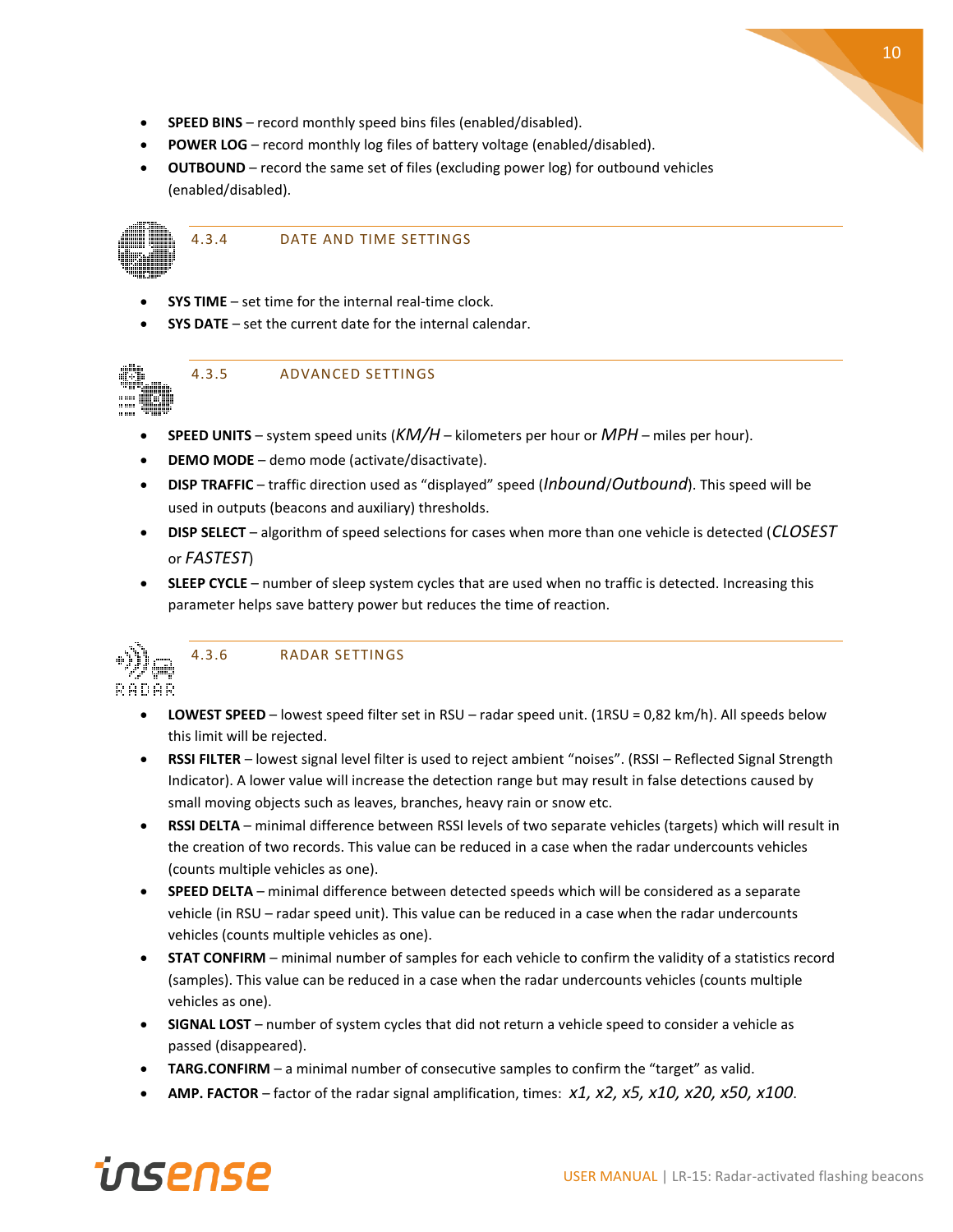- **SPEED BINS** – record monthly speed bins files (enabled/disabled).
- **POWER LOG** – record monthly log files of battery voltage (enabled/disabled).
- **OUTBOUND** – record the same set of files (excluding power log) for outbound vehicles (enabled/disabled).

### 4.3.4 DATE AND TIME SETTINGS

- **SYS TIME** – set time for the internal real-time clock.
- **SYS DATE** – set the current date for the internal calendar.

### 4.3.5 ADVANCED SETTINGS

- **SPEED UNITS** – system speed units (*KM/H* – kilometers per hour or *MPH* – miles per hour).
- **DEMO MODE** – demo mode (activate/deactivate).
- **DISP TRAFFIC** – traffic direction used as "displayed" speed (*Inbound*/*Outbound*). This speed will be used in outputs (beacons and auxiliary) thresholds.
- **DISP SELECT** – algorithm of speed selections for cases when more than one vehicle is detected (*CLOSEST* or *FASTEST*)
- **SLEEP CYCLE** – number of sleep system cycles that are used when no traffic is detected. Increasing this parameter helps save battery power but reduces the time of reaction.

### 4.3.6 RADAR SETTINGS

- **LOWEST SPEED** – lowest speed filter set in RSU – radar speed unit. (1RSU = 0,82 km/h). All speeds below this limit will be rejected.
- **RSSI FILTER** – lowest signal level filter is used to reject ambient "noises". (RSSI – Reflected Signal Strength Indicator). A lower value will increase the detection range but may result in false detections caused by small moving objects such as leaves, branches, heavy rain or snow etc.
- **RSSI DELTA** – minimal difference between RSSI levels of two separate vehicles (targets) which will result in the creation of two records. This value can be reduced in a case when the radar undercounts vehicles (counts multiple vehicles as one).
- **SPEED DELTA** – minimal difference between detected speeds which will be considered as a separate vehicle (in RSU – radar speed unit). This value can be reduced in a case when the radar undercounts vehicles (counts multiple vehicles as one).
- **STAT CONFIRM** – minimal number of samples for each vehicle to confirm the validity of a statistics record (samples). This value can be reduced in a case when the radar undercounts vehicles (counts multiple vehicles as one).
- **SIGNAL LOST** – number of system cycles that did not return a vehicle speed to consider a vehicle as passed (disappeared).
- **TARG.CONFIRM** – a minimal number of consecutive samples to confirm the "target" as valid.
- **AMP. FACTOR** – factor of the radar signal amplification, times: *x1, x2, x5, x10, x20, x50, x100*.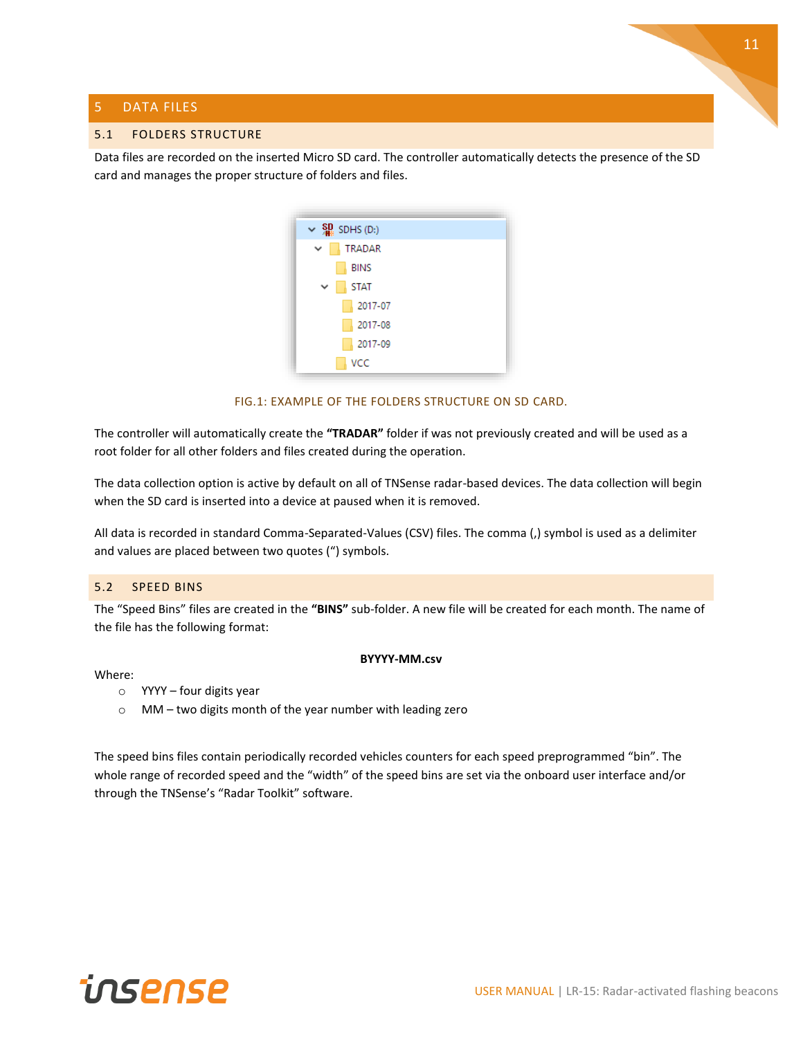# 5 DATA FILES

## 5.1 FOLDERS STRUCTURE

Data files are recorded on the inserted Micro SD card. The controller automatically detects the presence of the SD card and manages the proper structure of folders and files.

FIG.1: EXAMPLE OF THE FOLDERS STRUCTURE ON SD CARD.

The controller will automatically create the **"TRADAR"** folder if was not previously created and will be used as a root folder for all other folders and files created during the operation.

The data collection option is active by default on all of TNSense radar-based devices. The data collection will begin when the SD card is inserted into a device at paused when it is removed.

All data is recorded in standard Comma-Separated-Values (CSV) files. The comma (,) symbol is used as a delimiter and values are placed between two quotes (") symbols.

## 5.2 SPEED BINS

The "Speed Bins" files are created in the **"BINS"** sub-folder. A new file will be created for each month. The name of the file has the following format:

**BYYYY-MM.csv**

Where:

- YYYY – four digits year
- MM – two digits month of the year number with leading zero

The speed bins files contain periodically recorded vehicles counters for each speed preprogrammed "bin". The whole range of recorded speed and the "width" of the speed bins are set via the onboard user interface and/or through the TNSense's "Radar Toolkit" software.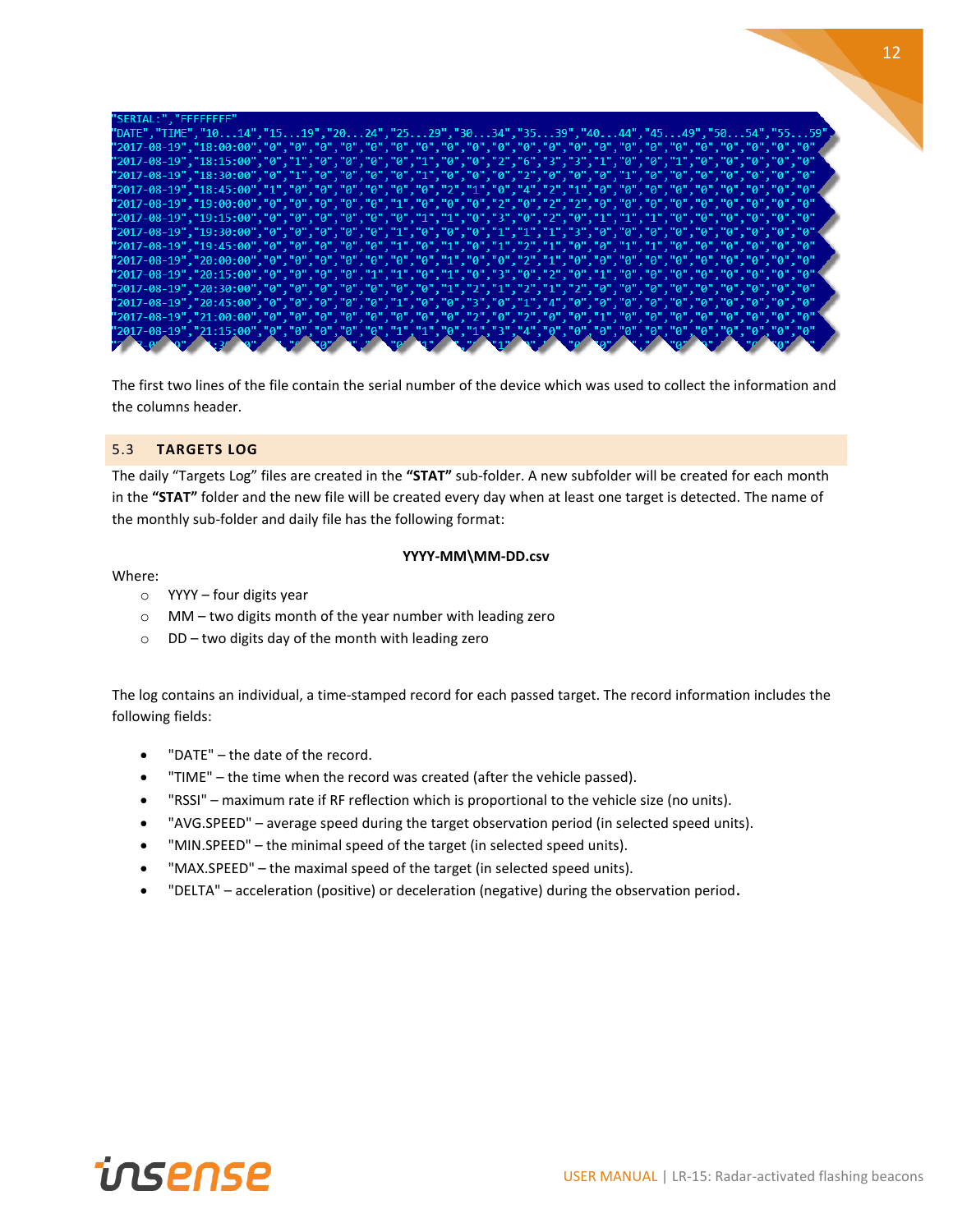```
"SERIAL:","FFFFFFFF"
"DATE","TIME","10...14","15...19","20...24","25...29","30...34","35...39","40...44","45...49","50...54","55...59"
"2017-08-19","18:00:00","0","0","0","0","0","0","0","0","0","0","0","0","0","0","0","0","0","0","0","0"
"2017-08-19","18:15:00","0","1","0","0","0","0","1","0","0","2","6","3","3","1","0","0","1","0","0","0","0","0"
"2017-08-19","18:30:00","0","1","0","0","0","0","1","0","0","0","2","0","0","0","1","0","0","0","0","0","0","0"
"2017-08-19","18:45:00","1","0","0","0","0","0","0","2","1","0","4","2","1","0","0","0","0","0","0","0","0","0"
"2017-08-19","19:00:00","0","0","0","0","0","1","0","0","0","2","0","2","2","0","0","0","0","0","0","0","0","0"
"2017-08-19","19:15:00","0","0","0","0","0","0","1","1","0","3","0","2","0","1","1","1","0","0","0","0","0","0"
"2017-08-19","19:30:00","0","0","0","0","0","1","0","0","0","1","1","1","3","0","0","0","0","0","0","0","0","0"
"2017-08-19","19:45:00","0","0","0","0","0","1","0","1","0","1","2","1","0","0","1","1","0","0","0","0","0","0"
"2017-08-19","20:00:00","0","0","0","0","0","0","0","1","0","0","2","1","0","0","0","0","0","0","0","0","0","0"
"2017-08-19","20:15:00","0","0","0","0","1","1","0","1","0","3","0","2","0","1","0","0","0","0","0","0","0","0"
"2017-08-19","20:30:00","0","0","0","0","0","0","0","1","2","1","2","1","2","0","0","0","0","0","0","0","0","0"
"2017-08-19","20:45:00","0","0","0","0","0","1","0","0","3","0","1","4","0","0","0","0","0","0","0","0","0","0"
"2017-08-19","21:00:00","0","0","0","0","0","0","0","0","2","0","0","2","0","0","1","0","0","0","0","0","0","0"
"2017-08-19","21:15:00","0","0","0","0","0","1","1","0","1","3","4","0","0","0","0","0","0","0","0","0","0","0"
```

The first two lines of the file contain the serial number of the device which was used to collect the information and the columns header.

## 5.3 TARGETS LOG

The daily "Targets Log" files are created in the **"STAT"** sub-folder. A new subfolder will be created for each month in the **"STAT"** folder and the new file will be created every day when at least one target is detected. The name of the monthly sub-folder and daily file has the following format:

**YYYY-MM\MM-DD.csv**

Where:

- YYYY – four digits year
- MM – two digits month of the year number with leading zero
- DD – two digits day of the month with leading zero

The log contains an individual, a time-stamped record for each passed target. The record information includes the following fields:

- "DATE" – the date of the record.
- "TIME" – the time when the record was created (after the vehicle passed).
- "RSSI" – maximum rate if RF reflection which is proportional to the vehicle size (no units).
- "AVG.SPEED" – average speed during the target observation period (in selected speed units).
- "MIN.SPEED" – the minimal speed of the target (in selected speed units).
- "MAX.SPEED" – the maximal speed of the target (in selected speed units).
- "DELTA" – acceleration (positive) or deceleration (negative) during the observation period.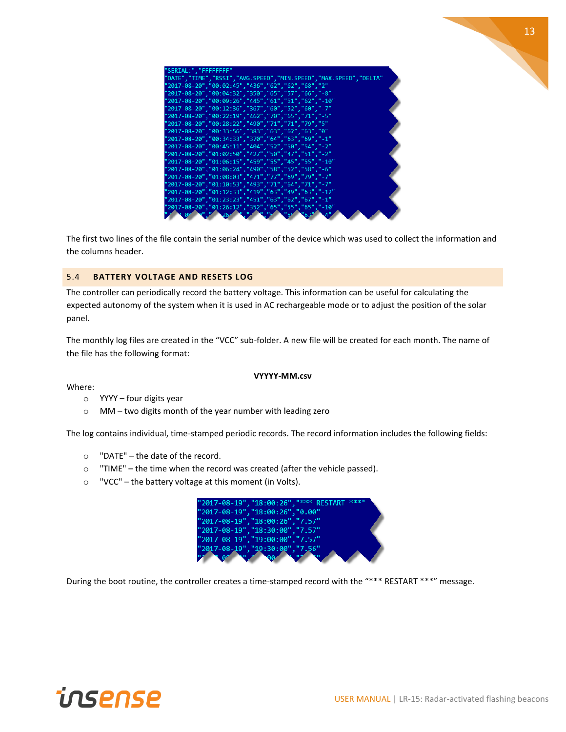```
"SERIAL:","FFFFFFFF"
"DATE","TIME","RSSI","AVG.SPEED","MIN.SPEED","MAX.SPEED","DELTA"
"2017-08-20","00:02:45","436","62","62","68","2"
"2017-08-20","00:04:32","350","65","57","66","-8"
"2017-08-20","00:09:26","445","61","51","62","-10"
"2017-08-20","00:12:36","367","60","52","60","-7"
"2017-08-20","00:22:19","462","70","65","71","-5"
"2017-08-20","00:28:22","490","71","71","79","5"
"2017-08-20","00:33:56","383","63","62","63","0"
"2017-08-20","00:34:33","370","64","63","69","-1"
"2017-08-20","00:45:11","404","52","50","54","-2"
"2017-08-20","01:02:50","427","50","47","51","-2"
"2017-08-20","01:06:15","459","55","45","55","-10"
"2017-08-20","01:06:24","490","58","52","58","-6"
"2017-08-20","01:08:03","471","77","69","79","-7"
"2017-08-20","01:10:53","493","71","64","71","-7"
"2017-08-20","01:12:33","419","63","49","63","-12"
"2017-08-20","01:23:23","451","63","62","67","-1"
"2017-08-20","01:26:12","352","65","55","65","-10"
```

The first two lines of the file contain the serial number of the device which was used to collect the information and the columns header.

## 5.4 BATTERY VOLTAGE AND RESETS LOG

The controller can periodically record the battery voltage. This information can be useful for calculating the expected autonomy of the system when it is used in AC rechargeable mode or to adjust the position of the solar panel.

The monthly log files are created in the "VCC" sub-folder. A new file will be created for each month. The name of the file has the following format:

**VYYYY-MM.csv**

Where:

- YYYY – four digits year
- MM – two digits month of the year number with leading zero

The log contains individual, time-stamped periodic records. The record information includes the following fields:

- "DATE" – the date of the record.
- "TIME" – the time when the record was created (after the vehicle passed).
- "VCC" – the battery voltage at this moment (in Volts).

```
"2017-08-19","18:00:26","*** RESTART ***"
"2017-08-19","18:00:26","0.00"
"2017-08-19","18:00:26","7.57"
"2017-08-19","18:30:00","7.57"
"2017-08-19","19:00:00","7.57"
"2017-08-19","19:30:00","7.56"
```

During the boot routine, the controller creates a time-stamped record with the "*** RESTART ***" message.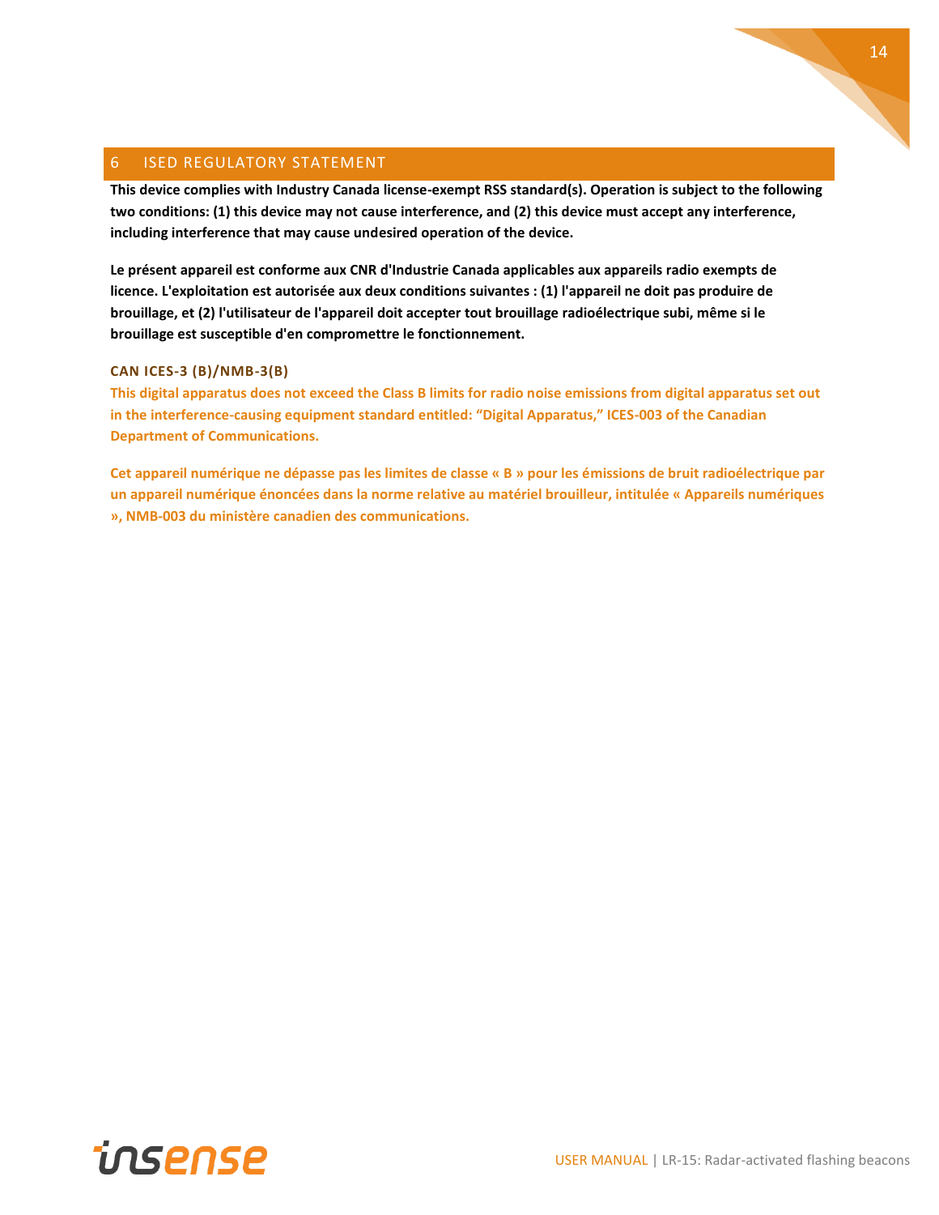## 6 ISED REGULATORY STATEMENT

**This device complies with Industry Canada license-exempt RSS standard(s). Operation is subject to the following two conditions: (1) this device may not cause interference, and (2) this device must accept any interference, including interference that may cause undesired operation of the device.**

**Le présent appareil est conforme aux CNR d'Industrie Canada applicables aux appareils radio exempts de licence. L'exploitation est autorisée aux deux conditions suivantes : (1) l'appareil ne doit pas produire de brouillage, et (2) l'utilisateur de l'appareil doit accepter tout brouillage radioélectrique subi, même si le brouillage est susceptible d'en compromettre le fonctionnement.**

### CAN ICES-3 (B)/NMB-3(B)

**This digital apparatus does not exceed the Class B limits for radio noise emissions from digital apparatus set out in the interference-causing equipment standard entitled: "Digital Apparatus," ICES-003 of the Canadian Department of Communications.**

**Cet appareil numérique ne dépasse pas les limites de classe « B » pour les émissions de bruit radioélectrique par un appareil numérique énoncées dans la norme relative au matériel brouilleur, intitulée « Appareils numériques », NMB-003 du ministère canadien des communications.**